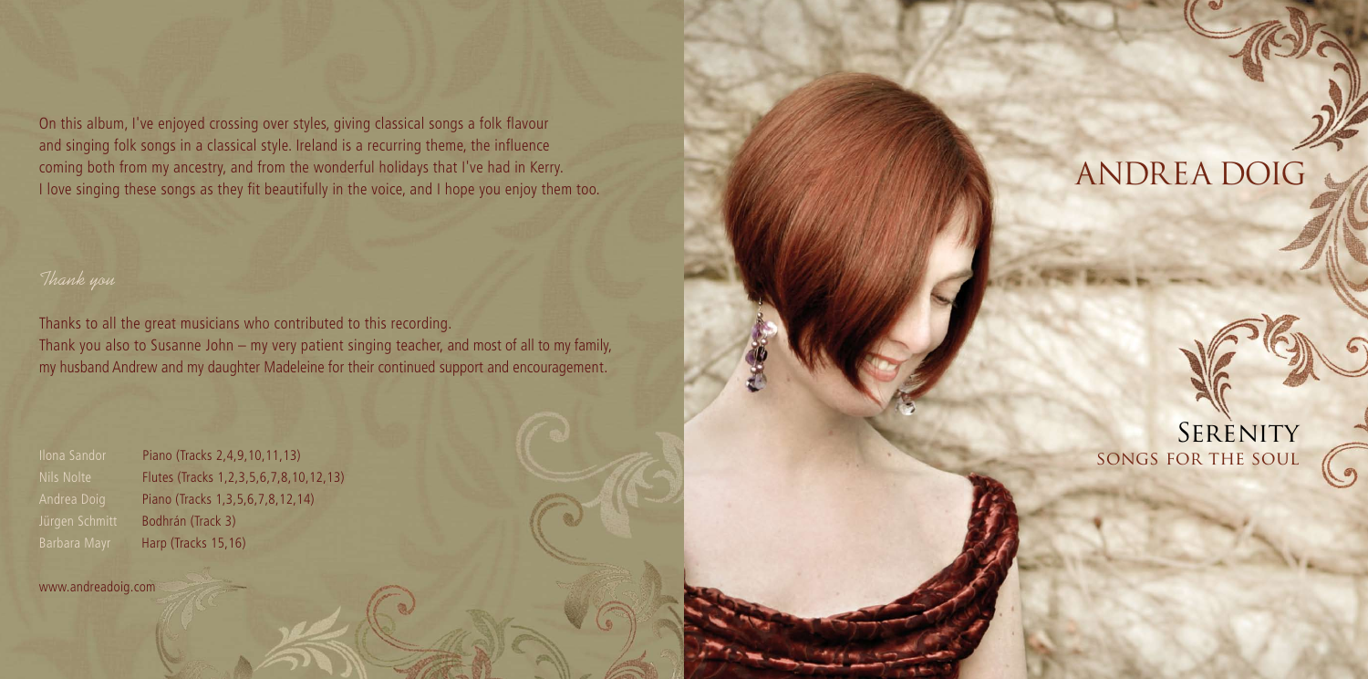On this album, I've enjoyed crossing over styles, giving classical songs a folk flavour and singing folk songs in a classical style. Ireland is a recurring theme, the influence coming both from my ancestry, and from the wonderful holidays that I've had in Kerry. I love singing these songs as they fit beautifully in the voice, and I hope you enjoy them too.

*Thank you*

Thanks to all the great musicians who contributed to this recording.
Thank you also to Susanne John – my very patient singing teacher, and most of all to my family, my husband Andrew and my daughter Madeleine for their continued support and encouragement.

| | |
|---|---|
| Ilona Sandor | Piano (Tracks 2,4,9,10,11,13) |
| Nils Nolte | Flutes (Tracks 1,2,3,5,6,7,8,10,12,13) |
| Andrea Doig | Piano (Tracks 1,3,5,6,7,8,12,14) |
| Jürgen Schmitt | Bodhrán (Track 3) |
| Barbara Mayr | Harp (Tracks 15,16) |

www.andreadoig.com

# ANDREA DOIG

## SERENITY
### SONGS FOR THE SOUL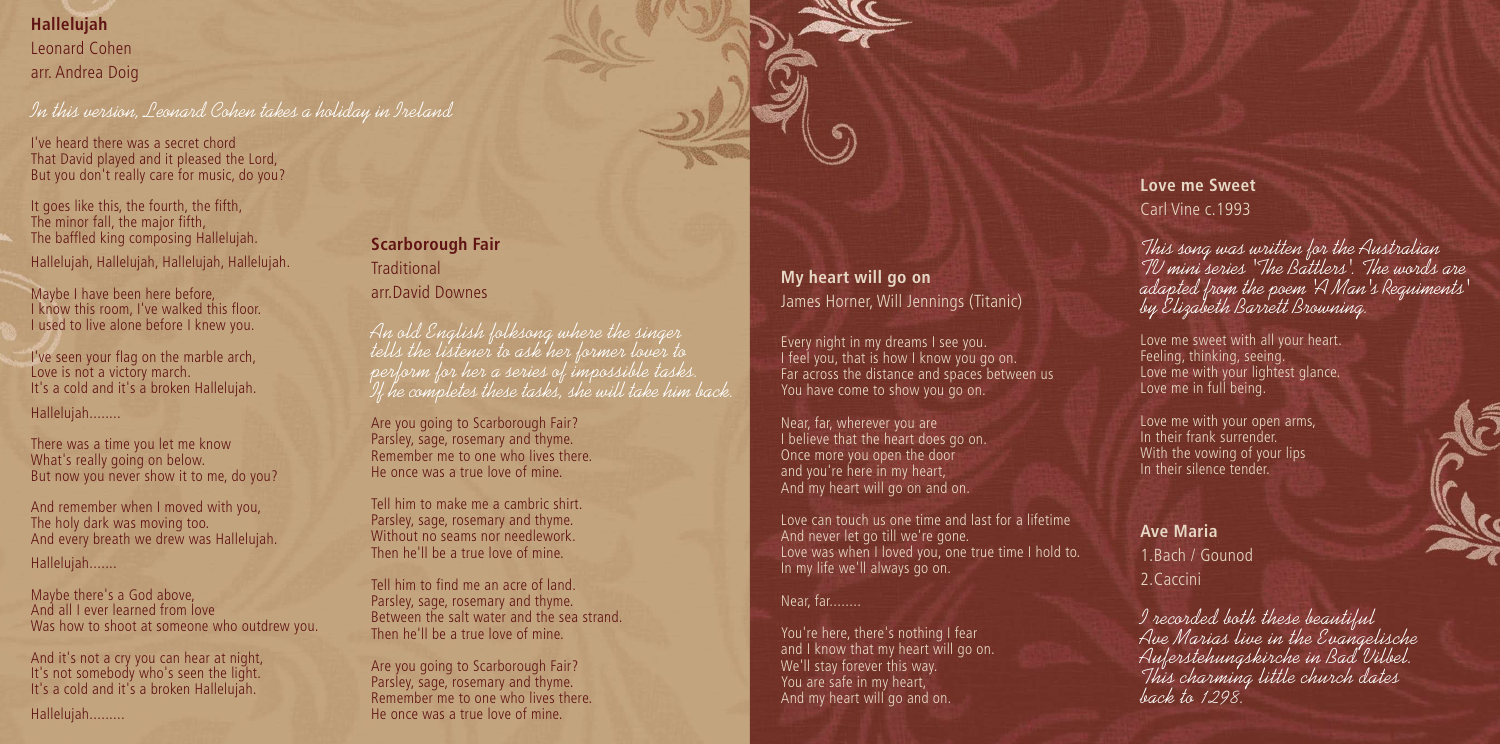## Hallelujah

Leonard Cohen
arr. Andrea Doig

*In this version, Leonard Cohen takes a holiday in Ireland*

I've heard there was a secret chord
That David played and it pleased the Lord,
But you don't really care for music, do you?

It goes like this, the fourth, the fifth,
The minor fall, the major fifth,
The baffled king composing Hallelujah.

Hallelujah, Hallelujah, Hallelujah, Hallelujah.

Maybe I have been here before,
I know this room, I've walked this floor.
I used to live alone before I knew you.

I've seen your flag on the marble arch,
Love is not a victory march.
It's a cold and it's a broken Hallelujah.

Hallelujah........

There was a time you let me know
What's really going on below.
But now you never show it to me, do you?

And remember when I moved with you,
The holy dark was moving too.
And every breath we drew was Hallelujah.

Hallelujah.......

Maybe there's a God above,
And all I ever learned from love
Was how to shoot at someone who outdrew you.

And it's not a cry you can hear at night,
It's not somebody who's seen the light.
It's a cold and it's a broken Hallelujah.

Hallelujah.........

## Scarborough Fair

Traditional
arr.David Downes

*An old English folksong where the singer tells the listener to ask her former lover to perform for her a series of impossible tasks. If he completes these tasks, she will take him back.*

Are you going to Scarborough Fair?
Parsley, sage, rosemary and thyme.
Remember me to one who lives there.
He once was a true love of mine.

Tell him to make me a cambric shirt.
Parsley, sage, rosemary and thyme.
Without no seams nor needlework.
Then he'll be a true love of mine.

Tell him to find me an acre of land.
Parsley, sage, rosemary and thyme.
Between the salt water and the sea strand.
Then he'll be a true love of mine.

Are you going to Scarborough Fair?
Parsley, sage, rosemary and thyme.
Remember me to one who lives there.
He once was a true love of mine.

## My heart will go on

James Horner, Will Jennings (Titanic)

Every night in my dreams I see you.
I feel you, that is how I know you go on.
Far across the distance and spaces between us
You have come to show you go on.

Near, far, wherever you are
I believe that the heart does go on.
Once more you open the door
and you're here in my heart,
And my heart will go on and on.

Love can touch us one time and last for a lifetime
And never let go till we're gone.
Love was when I loved you, one true time I hold to.
In my life we'll always go on.

Near, far........

You're here, there's nothing I fear
and I know that my heart will go on.
We'll stay forever this way.
You are safe in my heart,
And my heart will go on and on.

## Love me Sweet

Carl Vine c.1993

*This song was written for the Australian TV mini series 'The Battlers'. The words are adapted from the poem 'A Man's Requiments' by Elizabeth Barrett Browning.*

Love me sweet with all your heart.
Feeling, thinking, seeing.
Love me with your lightest glance.
Love me in full being.

Love me with your open arms,
In their frank surrender.
With the vowing of your lips
In their silence tender.

## Ave Maria

1.Bach / Gounod
2.Caccini

*I recorded both these beautiful Ave Marias live in the Evangelische Auferstehungskirche in Bad Vilbel. This charming little church dates back to 1298.*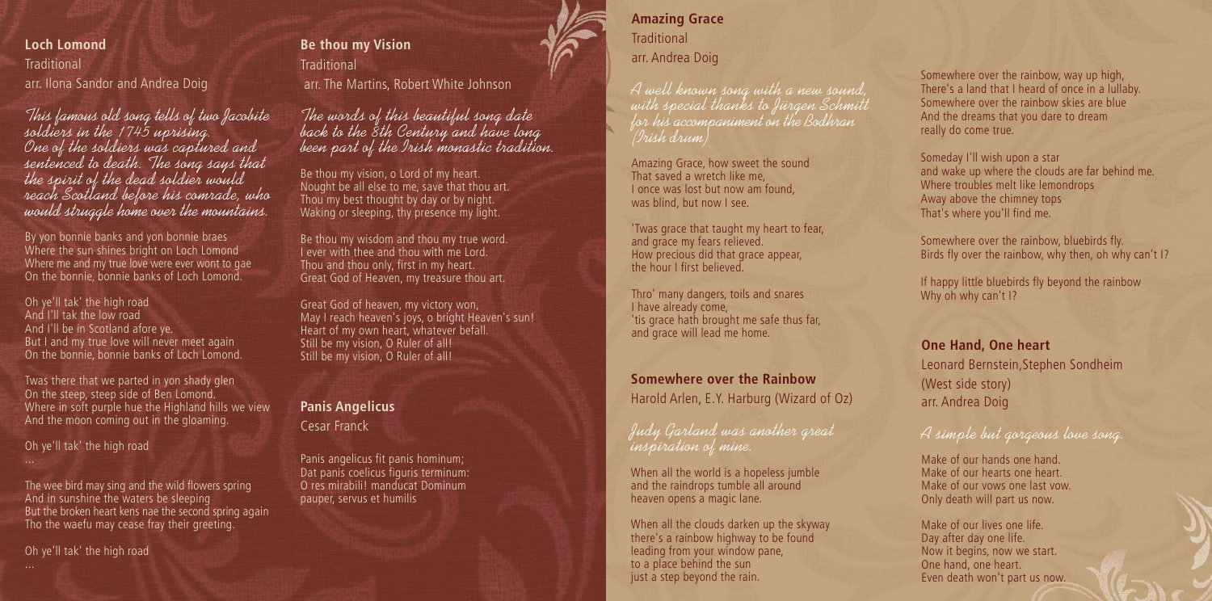## Loch Lomond

Traditional

arr. Ilona Sandor and Andrea Doig

*This famous old song tells of two Jacobite soldiers in the 1745 uprising. One of the soldiers was captured and sentenced to death. The song says that the spirit of the dead soldier would reach Scotland before his comrade, who would struggle home over the mountains.*

By yon bonnie banks and yon bonnie braes
Where the sun shines bright on Loch Lomond
Where me and my true love were ever wont to gae
On the bonnie, bonnie banks of Loch Lomond.

Oh ye'll tak' the high road
And I'll tak the low road
And I'll be in Scotland afore ye.
But I and my true love will never meet again
On the bonnie, bonnie banks of Loch Lomond.

Twas there that we parted in yon shady glen
On the steep, steep side of Ben Lomond.
Where in soft purple hue the Highland hills we view
And the moon coming out in the gloaming.

Oh ye'll tak' the high road
...

The wee bird may sing and the wild flowers spring
And in sunshine the waters be sleeping
But the broken heart kens nae the second spring again
Tho the waefu may cease fray their greeting.

Oh ye'll tak' the high road
...

## Be thou my Vision

Traditional

arr. The Martins, Robert White Johnson

*The words of this beautiful song date back to the 8th Century and have long been part of the Irish monastic tradition.*

Be thou my vision, o Lord of my heart.
Nought be all else to me, save that thou art.
Thou my best thought by day or by night.
Waking or sleeping, thy presence my light.

Be thou my wisdom and thou my true word.
I ever with thee and thou with me Lord.
Thou and thou only, first in my heart.
Great God of Heaven, my treasure thou art.

Great God of heaven, my victory won,
May I reach heaven's joys, o bright Heaven's sun!
Heart of my own heart, whatever befall.
Still be my vision, O Ruler of all!
Still be my vision, O Ruler of all!

## Panis Angelicus

Cesar Franck

Panis angelicus fit panis hominum;
Dat panis coelicus figuris terminum:
O res mirabili! manducat Dominum
pauper, servus et humilis

## Amazing Grace

Traditional

arr. Andrea Doig

*A well known song with a new sound, with special thanks to Jürgen Schmitt for his accompaniment on the Bodhran (Irish drum)*

Amazing Grace, how sweet the sound
That saved a wretch like me,
I once was lost but now am found,
was blind, but now I see.

'Twas grace that taught my heart to fear,
and grace my fears relieved.
How precious did that grace appear,
the hour I first believed.

Thro' many dangers, toils and snares
I have already come,
'tis grace hath brought me safe thus far,
and grace will lead me home.

## Somewhere over the Rainbow

Harold Arlen, E.Y. Harburg (Wizard of Oz)

*Judy Garland was another great inspiration of mine.*

When all the world is a hopeless jumble
and the raindrops tumble all around
heaven opens a magic lane.

When all the clouds darken up the skyway
there's a rainbow highway to be found
leading from your window pane,
to a place behind the sun
just a step beyond the rain.

Somewhere over the rainbow, way up high,
There's a land that I heard of once in a lullaby.
Somewhere over the rainbow skies are blue
And the dreams that you dare to dream
really do come true.

Someday I'll wish upon a star
and wake up where the clouds are far behind me.
Where troubles melt like lemondrops
Away above the chimney tops
That's where you'll find me.

Somewhere over the rainbow, bluebirds fly.
Birds fly over the rainbow, why then, oh why can't I?

If happy little bluebirds fly beyond the rainbow
Why oh why can't I?

## One Hand, One heart

Leonard Bernstein,Stephen Sondheim

(West side story)

arr. Andrea Doig

*A simple but gorgeous love song.*

Make of our hands one hand.
Make of our hearts one heart.
Make of our vows one last vow.
Only death will part us now.

Make of our lives one life.
Day after day one life.
Now it begins, now we start.
One hand, one heart.
Even death won't part us now.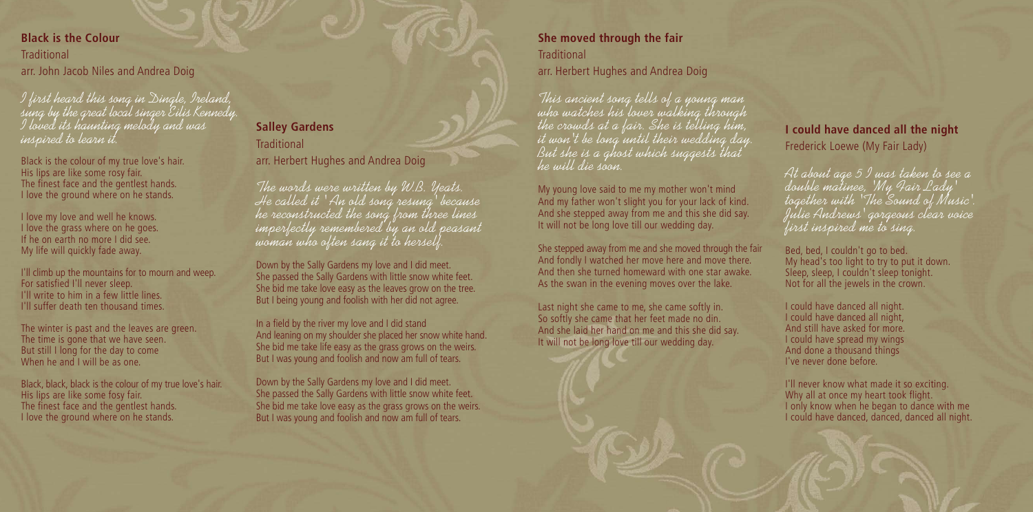**Black is the Colour**

Traditional

arr. John Jacob Niles and Andrea Doig

*I first heard this song in Dingle, Ireland, sung by the great local singer Eilis Kennedy. I loved its haunting melody and was inspired to learn it.*

Black is the colour of my true love's hair.
His lips are like some rosy fair.
The finest face and the gentlest hands.
I love the ground where on he stands.

I love my love and well he knows.
I love the grass where on he goes.
If he on earth no more I did see.
My life will quickly fade away.

I'll climb up the mountains for to mourn and weep.
For satisfied I'll never sleep.
I'll write to him in a few little lines.
I'll suffer death ten thousand times.

The winter is past and the leaves are green.
The time is gone that we have seen.
But still I long for the day to come
When he and I will be as one.

Black, black, black is the colour of my true love's hair.
His lips are like some fosy fair.
The finest face and the gentlest hands.
I love the ground where on he stands.

**Salley Gardens**

Traditional

arr. Herbert Hughes and Andrea Doig

*The words were written by W.B. Yeats. He called it 'An old song resung' because he reconstructed the song from three lines imperfectly remembered by an old peasant woman who often sang it to herself.*

Down by the Sally Gardens my love and I did meet.
She passed the Sally Gardens with little snow white feet.
She bid me take love easy as the leaves grow on the tree.
But I being young and foolish with her did not agree.

In a field by the river my love and I did stand
And leaning on my shoulder she placed her snow white hand.
She bid me take life easy as the grass grows on the weirs.
But I was young and foolish and now am full of tears.

Down by the Sally Gardens my love and I did meet.
She passed the Sally Gardens with little snow white feet.
She bid me take love easy as the grass grows on the weirs.
But I was young and foolish and now am full of tears.

**She moved through the fair**

Traditional

arr. Herbert Hughes and Andrea Doig

*This ancient song tells of a young man who watches his lover walking through the crowds at a fair. She is telling him, it won't be long until their wedding day. But she is a ghost which suggests that he will die soon.*

My young love said to me my mother won't mind
And my father won't slight you for your lack of kind.
And she stepped away from me and this she did say.
It will not be long love till our wedding day.

She stepped away from me and she moved through the fair
And fondly I watched her move here and move there.
And then she turned homeward with one star awake.
As the swan in the evening moves over the lake.

Last night she came to me, she came softly in.
So softly she came that her feet made no din.
And she laid her hand on me and this she did say.
It will not be long love till our wedding day.

**I could have danced all the night**

Frederick Loewe (My Fair Lady)

*At about age 5 I was taken to see a double matinee, 'My Fair Lady' together with 'The Sound of Music'. Julie Andrews' gorgeous clear voice first inspired me to sing.*

Bed, bed, I couldn't go to bed.
My head's too light to try to put it down.
Sleep, sleep, I couldn't sleep tonight.
Not for all the jewels in the crown.

I could have danced all night.
I could have danced all night,
And still have asked for more.
I could have spread my wings
And done a thousand things
I've never done before.

I'll never know what made it so exciting.
Why all at once my heart took flight.
I only know when he began to dance with me
I could have danced, danced, danced all night.